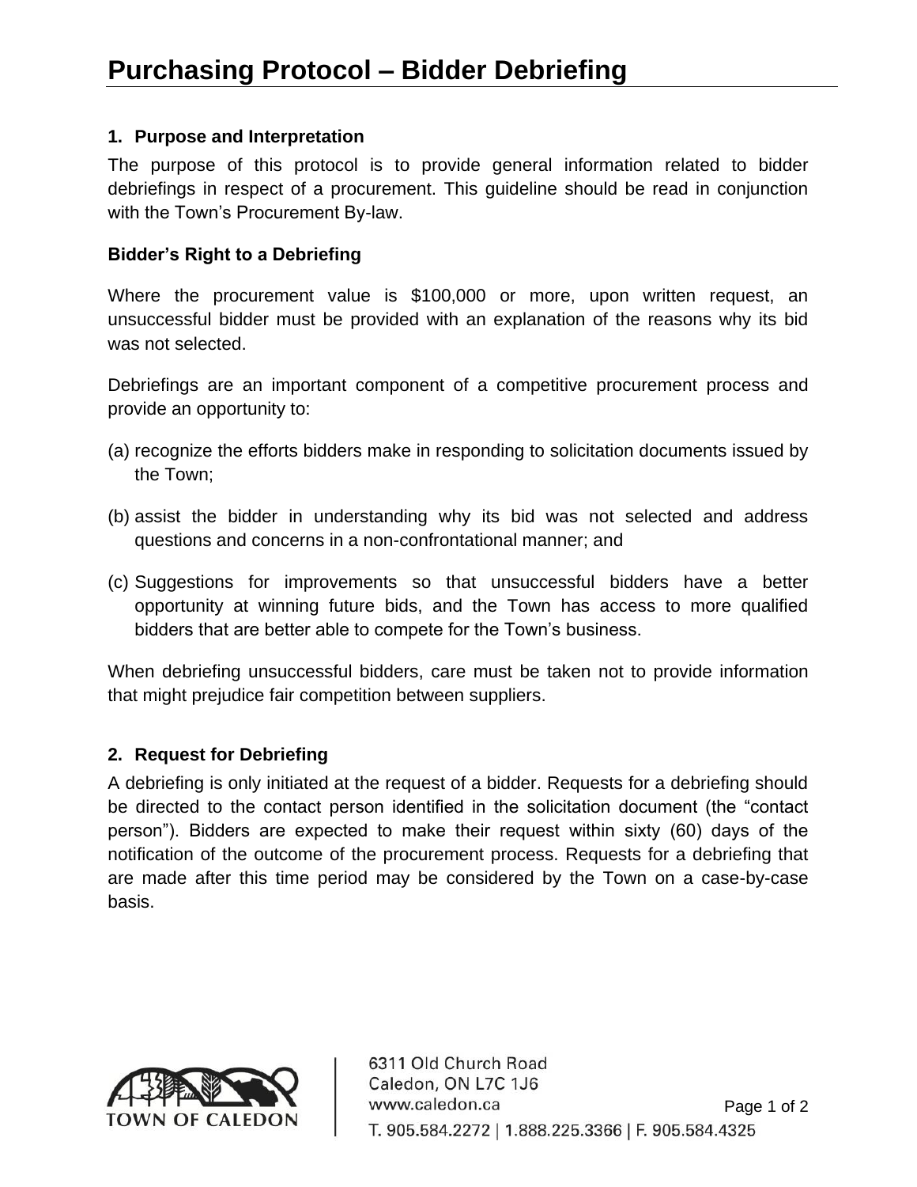# Purchasing Protocol – Bidder Debriefing

## 1. Purpose and Interpretation

The purpose of this protocol is to provide general information related to bidder debriefings in respect of a procurement. This guideline should be read in conjunction with the Town's Procurement By-law.

### Bidder's Right to a Debriefing

Where the procurement value is $100,000 or more, upon written request, an unsuccessful bidder must be provided with an explanation of the reasons why its bid was not selected.

Debriefings are an important component of a competitive procurement process and provide an opportunity to:

(a) recognize the efforts bidders make in responding to solicitation documents issued by the Town;

(b) assist the bidder in understanding why its bid was not selected and address questions and concerns in a non-confrontational manner; and

(c) Suggestions for improvements so that unsuccessful bidders have a better opportunity at winning future bids, and the Town has access to more qualified bidders that are better able to compete for the Town's business.

When debriefing unsuccessful bidders, care must be taken not to provide information that might prejudice fair competition between suppliers.

## 2. Request for Debriefing

A debriefing is only initiated at the request of a bidder. Requests for a debriefing should be directed to the contact person identified in the solicitation document (the "contact person"). Bidders are expected to make their request within sixty (60) days of the notification of the outcome of the procurement process. Requests for a debriefing that are made after this time period may be considered by the Town on a case-by-case basis.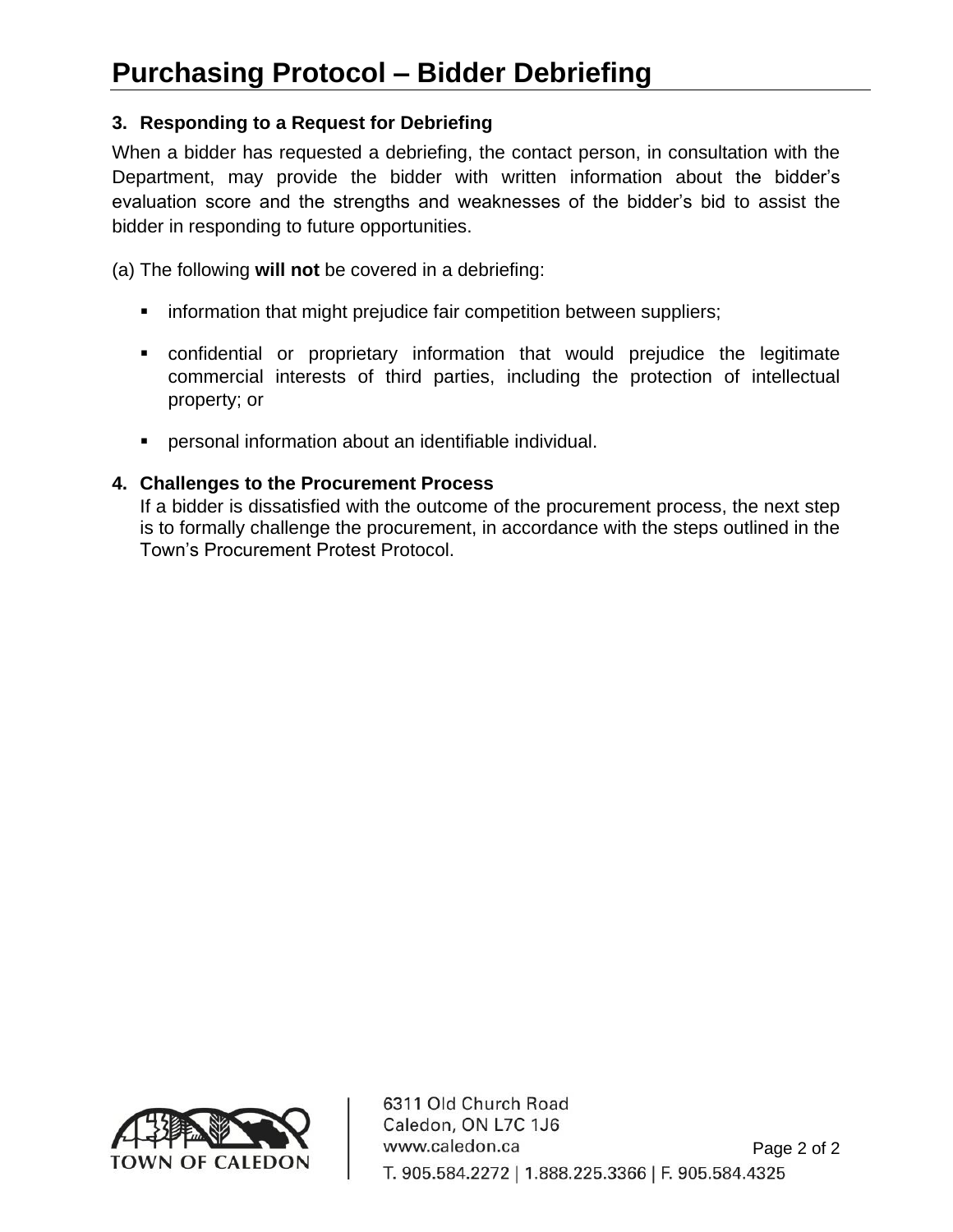### 3. Responding to a Request for Debriefing

When a bidder has requested a debriefing, the contact person, in consultation with the Department, may provide the bidder with written information about the bidder's evaluation score and the strengths and weaknesses of the bidder's bid to assist the bidder in responding to future opportunities.

(a) The following **will not** be covered in a debriefing:

- information that might prejudice fair competition between suppliers;
- confidential or proprietary information that would prejudice the legitimate commercial interests of third parties, including the protection of intellectual property; or
- personal information about an identifiable individual.

### 4. Challenges to the Procurement Process

If a bidder is dissatisfied with the outcome of the procurement process, the next step is to formally challenge the procurement, in accordance with the steps outlined in the Town's Procurement Protest Protocol.